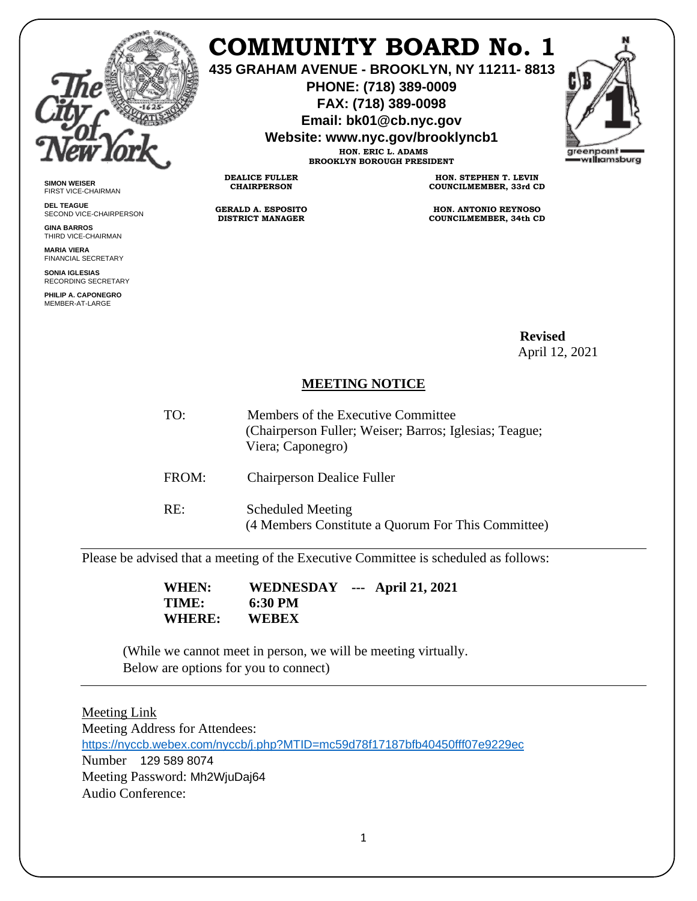# COMMUNITY BOARD No. 1

**435 GRAHAM AVENUE - BROOKLYN, NY 11211- 8813**
**PHONE: (718) 389-0009**
**FAX: (718) 389-0098**
**Email: bk01@cb.nyc.gov**
**Website: www.nyc.gov/brooklyncb1**

**HON. ERIC L. ADAMS**
**BROOKLYN BOROUGH PRESIDENT**

**DEALICE FULLER**
**CHAIRPERSON**

**GERALD A. ESPOSITO**
**DISTRICT MANAGER**

**HON. STEPHEN T. LEVIN**
**COUNCILMEMBER, 33rd CD**

**HON. ANTONIO REYNOSO**
**COUNCILMEMBER, 34th CD**

**SIMON WEISER**
FIRST VICE-CHAIRMAN

**DEL TEAGUE**
SECOND VICE-CHAIRPERSON

**GINA BARROS**
THIRD VICE-CHAIRMAN

**MARIA VIERA**
FINANCIAL SECRETARY

**SONIA IGLESIAS**
RECORDING SECRETARY

**PHILIP A. CAPONEGRO**
MEMBER-AT-LARGE

**Revised**
April 12, 2021

## MEETING NOTICE

TO: Members of the Executive Committee
(Chairperson Fuller; Weiser; Barros; Iglesias; Teague; Viera; Caponegro)

FROM: Chairperson Dealice Fuller

RE: Scheduled Meeting
(4 Members Constitute a Quorum For This Committee)

Please be advised that a meeting of the Executive Committee is scheduled as follows:

**WHEN: WEDNESDAY --- April 21, 2021**
**TIME: 6:30 PM**
**WHERE: WEBEX**

(While we cannot meet in person, we will be meeting virtually. Below are options for you to connect)

Meeting Link
Meeting Address for Attendees:
https://nyccb.webex.com/nyccb/j.php?MTID=mc59d78f17187bfb40450fff07e9229ec
Number 129 589 8074
Meeting Password: Mh2WjuDaj64
Audio Conference: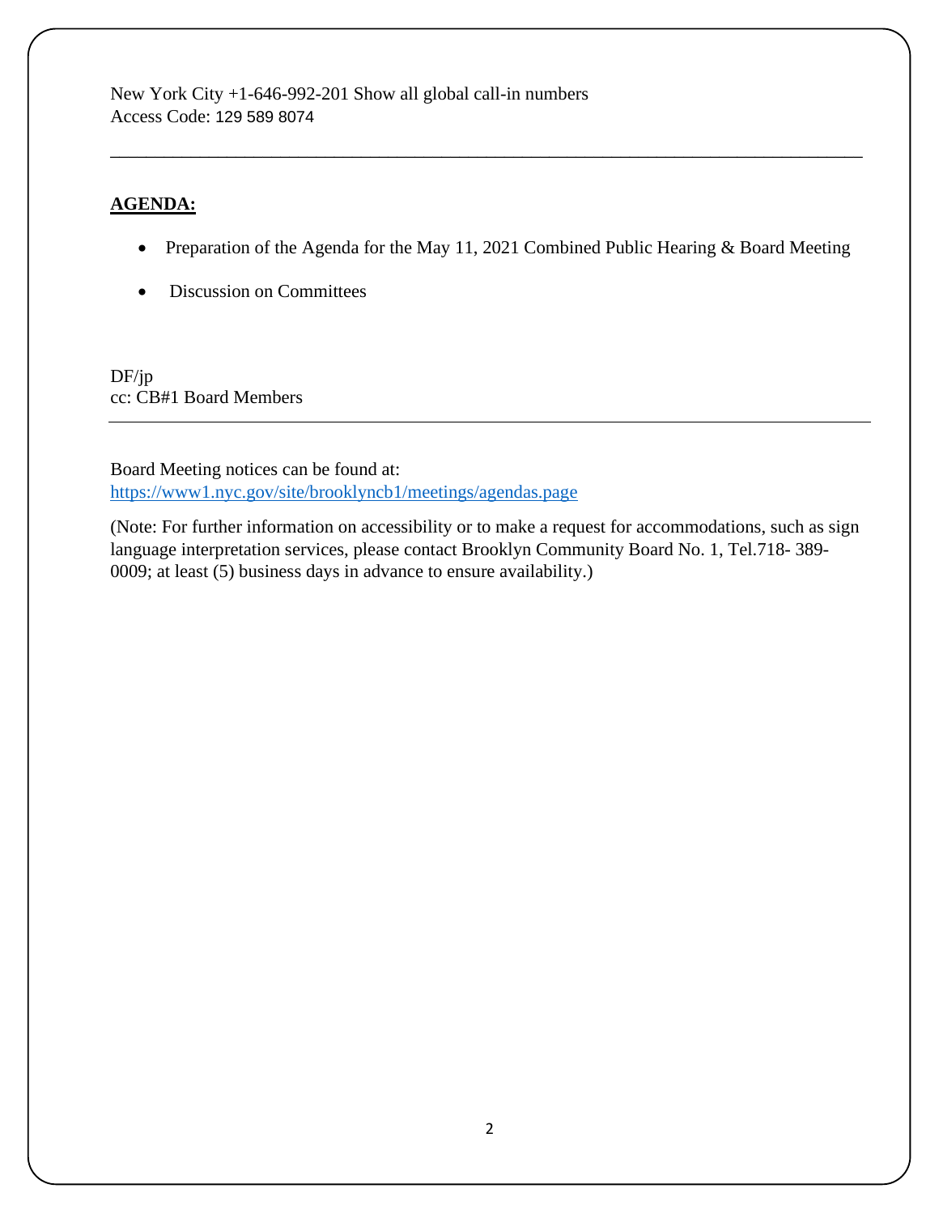New York City +1-646-992-201 Show all global call-in numbers
Access Code: 129 589 8074

---

**AGENDA:**

- Preparation of the Agenda for the May 11, 2021 Combined Public Hearing & Board Meeting
- Discussion on Committees

DF/jp
cc: CB#1 Board Members

---

Board Meeting notices can be found at:
https://www1.nyc.gov/site/brooklyncb1/meetings/agendas.page

(Note: For further information on accessibility or to make a request for accommodations, such as sign language interpretation services, please contact Brooklyn Community Board No. 1, Tel.718- 389-0009; at least (5) business days in advance to ensure availability.)